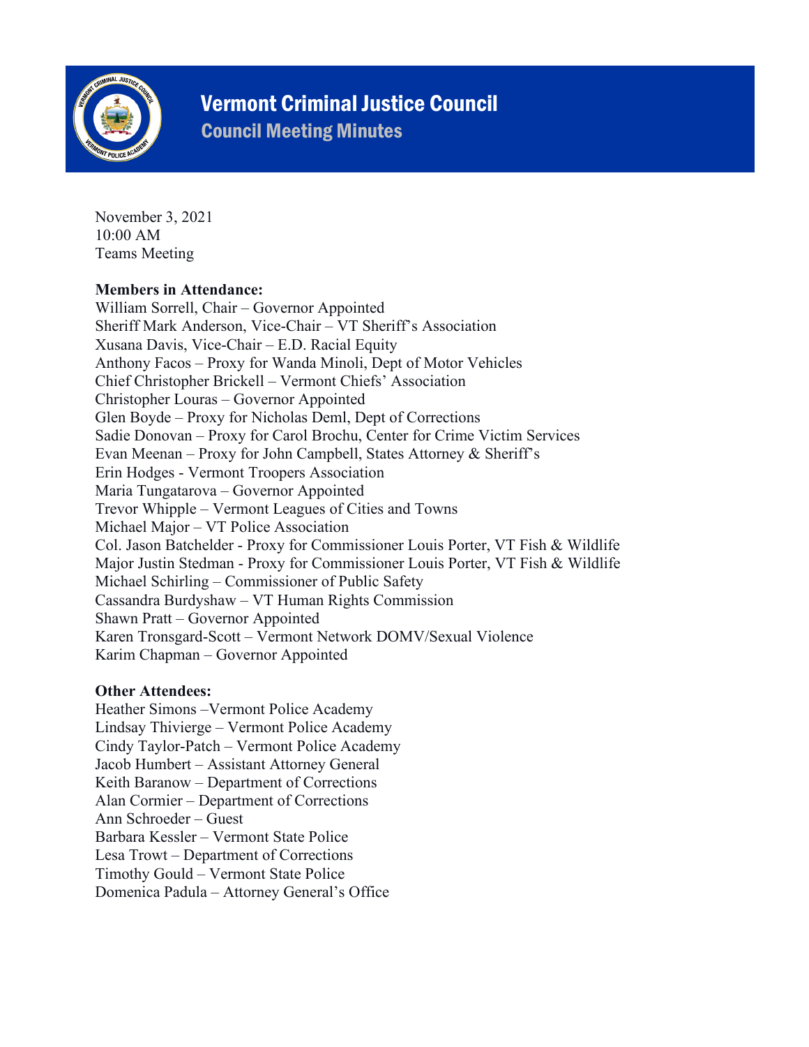# Vermont Criminal Justice Council

## Council Meeting Minutes

November 3, 2021
10:00 AM
Teams Meeting

**Members in Attendance:**

William Sorrell, Chair – Governor Appointed
Sheriff Mark Anderson, Vice-Chair – VT Sheriff's Association
Xusana Davis, Vice-Chair – E.D. Racial Equity
Anthony Facos – Proxy for Wanda Minoli, Dept of Motor Vehicles
Chief Christopher Brickell – Vermont Chiefs' Association
Christopher Louras – Governor Appointed
Glen Boyde – Proxy for Nicholas Deml, Dept of Corrections
Sadie Donovan – Proxy for Carol Brochu, Center for Crime Victim Services
Evan Meenan – Proxy for John Campbell, States Attorney & Sheriff's
Erin Hodges - Vermont Troopers Association
Maria Tungatarova – Governor Appointed
Trevor Whipple – Vermont Leagues of Cities and Towns
Michael Major – VT Police Association
Col. Jason Batchelder - Proxy for Commissioner Louis Porter, VT Fish & Wildlife
Major Justin Stedman - Proxy for Commissioner Louis Porter, VT Fish & Wildlife
Michael Schirling – Commissioner of Public Safety
Cassandra Burdyshaw – VT Human Rights Commission
Shawn Pratt – Governor Appointed
Karen Tronsgard-Scott – Vermont Network DOMV/Sexual Violence
Karim Chapman – Governor Appointed

**Other Attendees:**

Heather Simons –Vermont Police Academy
Lindsay Thivierge – Vermont Police Academy
Cindy Taylor-Patch – Vermont Police Academy
Jacob Humbert – Assistant Attorney General
Keith Baranow – Department of Corrections
Alan Cormier – Department of Corrections
Ann Schroeder – Guest
Barbara Kessler – Vermont State Police
Lesa Trowt – Department of Corrections
Timothy Gould – Vermont State Police
Domenica Padula – Attorney General's Office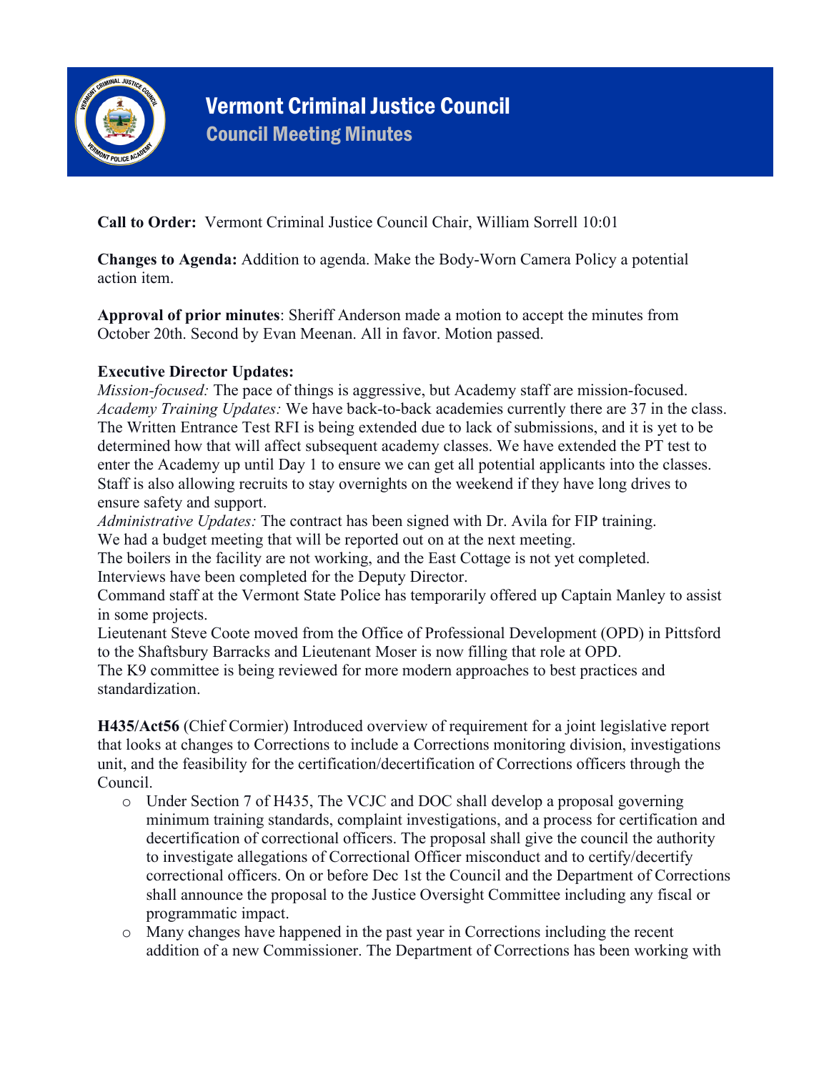# Vermont Criminal Justice Council

## Council Meeting Minutes

**Call to Order:** Vermont Criminal Justice Council Chair, William Sorrell 10:01

**Changes to Agenda:** Addition to agenda. Make the Body-Worn Camera Policy a potential action item.

**Approval of prior minutes**: Sheriff Anderson made a motion to accept the minutes from October 20th. Second by Evan Meenan. All in favor. Motion passed.

**Executive Director Updates:**
*Mission-focused:* The pace of things is aggressive, but Academy staff are mission-focused.
*Academy Training Updates:* We have back-to-back academies currently there are 37 in the class. The Written Entrance Test RFI is being extended due to lack of submissions, and it is yet to be determined how that will affect subsequent academy classes. We have extended the PT test to enter the Academy up until Day 1 to ensure we can get all potential applicants into the classes. Staff is also allowing recruits to stay overnights on the weekend if they have long drives to ensure safety and support.
*Administrative Updates:* The contract has been signed with Dr. Avila for FIP training.
We had a budget meeting that will be reported out on at the next meeting.
The boilers in the facility are not working, and the East Cottage is not yet completed.
Interviews have been completed for the Deputy Director.
Command staff at the Vermont State Police has temporarily offered up Captain Manley to assist in some projects.
Lieutenant Steve Coote moved from the Office of Professional Development (OPD) in Pittsford to the Shaftsbury Barracks and Lieutenant Moser is now filling that role at OPD.
The K9 committee is being reviewed for more modern approaches to best practices and standardization.

**H435/Act56** (Chief Cormier) Introduced overview of requirement for a joint legislative report that looks at changes to Corrections to include a Corrections monitoring division, investigations unit, and the feasibility for the certification/decertification of Corrections officers through the Council.

- Under Section 7 of H435, The VCJC and DOC shall develop a proposal governing minimum training standards, complaint investigations, and a process for certification and decertification of correctional officers. The proposal shall give the council the authority to investigate allegations of Correctional Officer misconduct and to certify/decertify correctional officers. On or before Dec 1st the Council and the Department of Corrections shall announce the proposal to the Justice Oversight Committee including any fiscal or programmatic impact.
- Many changes have happened in the past year in Corrections including the recent addition of a new Commissioner. The Department of Corrections has been working with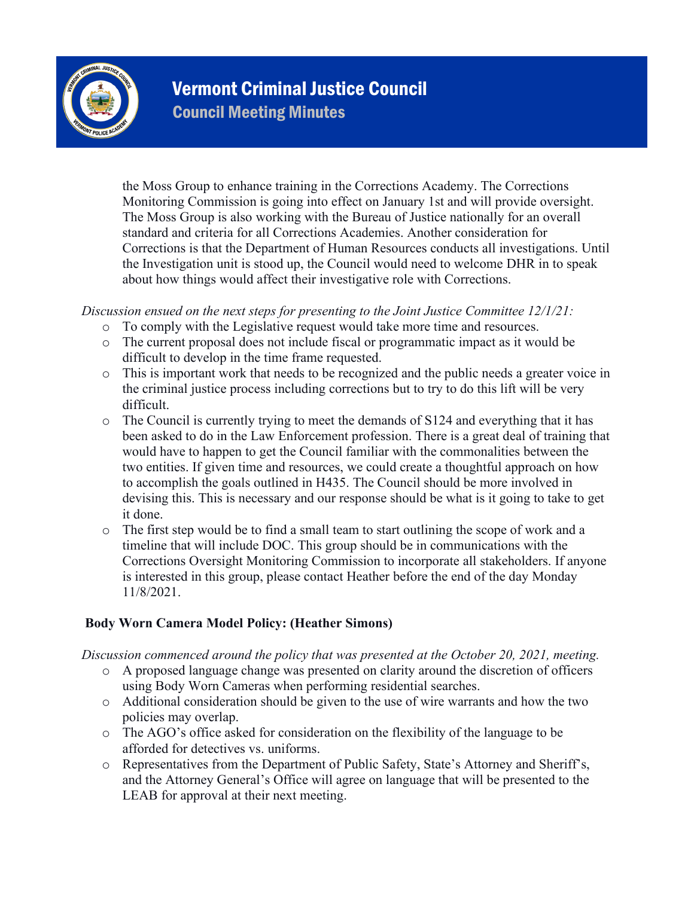the Moss Group to enhance training in the Corrections Academy. The Corrections Monitoring Commission is going into effect on January 1st and will provide oversight. The Moss Group is also working with the Bureau of Justice nationally for an overall standard and criteria for all Corrections Academies. Another consideration for Corrections is that the Department of Human Resources conducts all investigations. Until the Investigation unit is stood up, the Council would need to welcome DHR in to speak about how things would affect their investigative role with Corrections.

*Discussion ensued on the next steps for presenting to the Joint Justice Committee 12/1/21:*

- To comply with the Legislative request would take more time and resources.
- The current proposal does not include fiscal or programmatic impact as it would be difficult to develop in the time frame requested.
- This is important work that needs to be recognized and the public needs a greater voice in the criminal justice process including corrections but to try to do this lift will be very difficult.
- The Council is currently trying to meet the demands of S124 and everything that it has been asked to do in the Law Enforcement profession. There is a great deal of training that would have to happen to get the Council familiar with the commonalities between the two entities. If given time and resources, we could create a thoughtful approach on how to accomplish the goals outlined in H435. The Council should be more involved in devising this. This is necessary and our response should be what is it going to take to get it done.
- The first step would be to find a small team to start outlining the scope of work and a timeline that will include DOC. This group should be in communications with the Corrections Oversight Monitoring Commission to incorporate all stakeholders. If anyone is interested in this group, please contact Heather before the end of the day Monday 11/8/2021.

**Body Worn Camera Model Policy: (Heather Simons)**

*Discussion commenced around the policy that was presented at the October 20, 2021, meeting.*

- A proposed language change was presented on clarity around the discretion of officers using Body Worn Cameras when performing residential searches.
- Additional consideration should be given to the use of wire warrants and how the two policies may overlap.
- The AGO's office asked for consideration on the flexibility of the language to be afforded for detectives vs. uniforms.
- Representatives from the Department of Public Safety, State's Attorney and Sheriff's, and the Attorney General's Office will agree on language that will be presented to the LEAB for approval at their next meeting.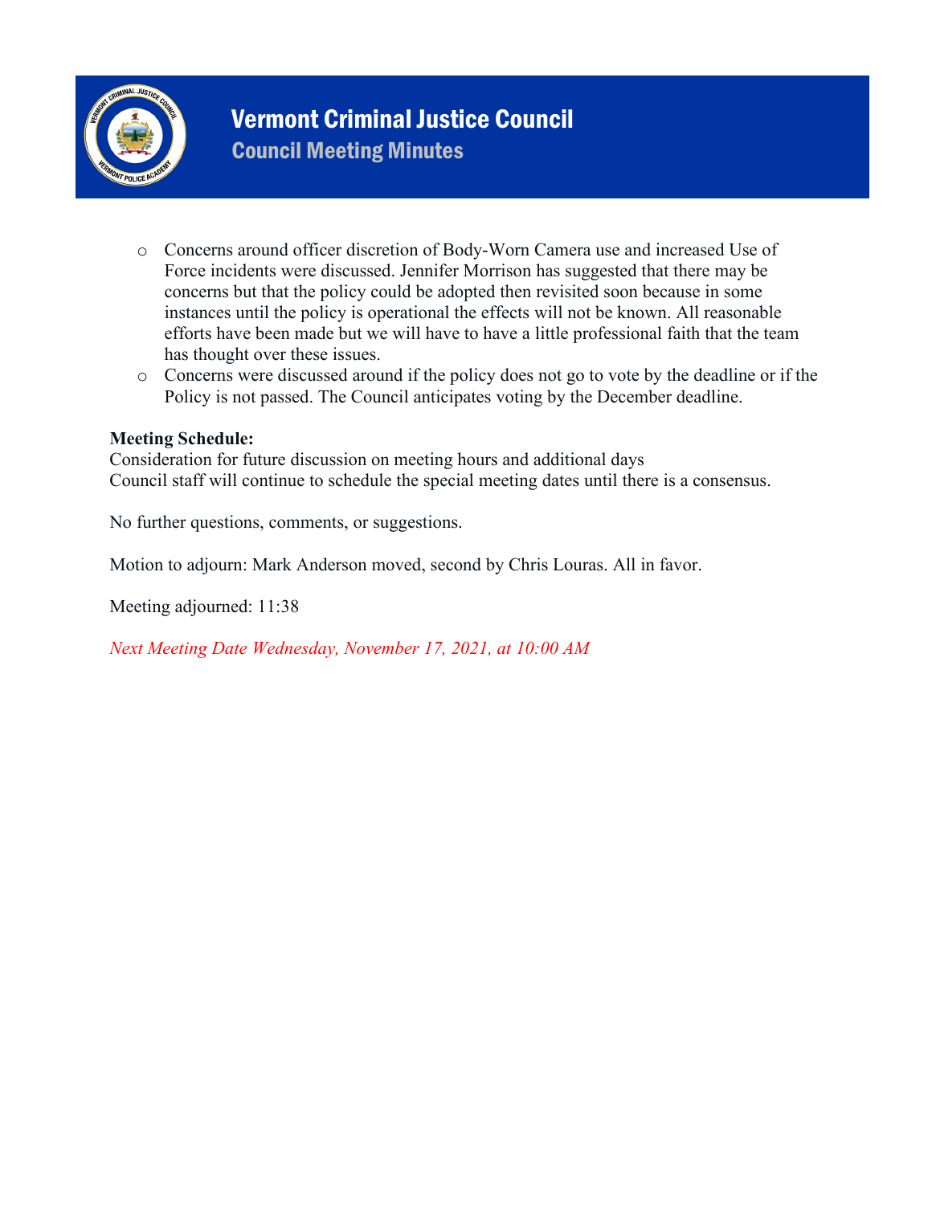- Concerns around officer discretion of Body-Worn Camera use and increased Use of Force incidents were discussed. Jennifer Morrison has suggested that there may be concerns but that the policy could be adopted then revisited soon because in some instances until the policy is operational the effects will not be known. All reasonable efforts have been made but we will have to have a little professional faith that the team has thought over these issues.
- Concerns were discussed around if the policy does not go to vote by the deadline or if the Policy is not passed. The Council anticipates voting by the December deadline.

**Meeting Schedule:**
Consideration for future discussion on meeting hours and additional days
Council staff will continue to schedule the special meeting dates until there is a consensus.

No further questions, comments, or suggestions.

Motion to adjourn: Mark Anderson moved, second by Chris Louras. All in favor.

Meeting adjourned: 11:38

*Next Meeting Date Wednesday, November 17, 2021, at 10:00 AM*